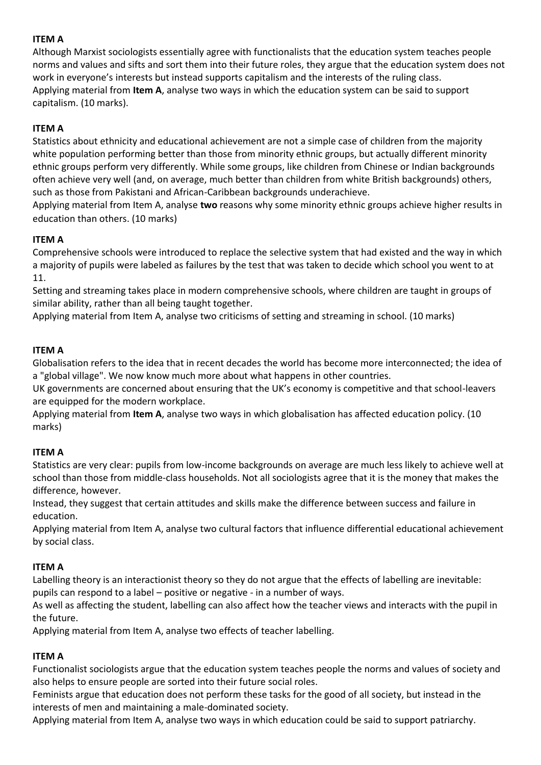**ITEM A**

Although Marxist sociologists essentially agree with functionalists that the education system teaches people norms and values and sifts and sort them into their future roles, they argue that the education system does not work in everyone's interests but instead supports capitalism and the interests of the ruling class.

Applying material from **Item A**, analyse two ways in which the education system can be said to support capitalism. (10 marks).

**ITEM A**

Statistics about ethnicity and educational achievement are not a simple case of children from the majority white population performing better than those from minority ethnic groups, but actually different minority ethnic groups perform very differently. While some groups, like children from Chinese or Indian backgrounds often achieve very well (and, on average, much better than children from white British backgrounds) others, such as those from Pakistani and African-Caribbean backgrounds underachieve.

Applying material from Item A, analyse **two** reasons why some minority ethnic groups achieve higher results in education than others. (10 marks)

**ITEM A**

Comprehensive schools were introduced to replace the selective system that had existed and the way in which a majority of pupils were labeled as failures by the test that was taken to decide which school you went to at 11.

Setting and streaming takes place in modern comprehensive schools, where children are taught in groups of similar ability, rather than all being taught together.

Applying material from Item A, analyse two criticisms of setting and streaming in school. (10 marks)

**ITEM A**

Globalisation refers to the idea that in recent decades the world has become more interconnected; the idea of a "global village". We now know much more about what happens in other countries.

UK governments are concerned about ensuring that the UK's economy is competitive and that school-leavers are equipped for the modern workplace.

Applying material from **Item A**, analyse two ways in which globalisation has affected education policy. (10 marks)

**ITEM A**

Statistics are very clear: pupils from low-income backgrounds on average are much less likely to achieve well at school than those from middle-class households. Not all sociologists agree that it is the money that makes the difference, however.

Instead, they suggest that certain attitudes and skills make the difference between success and failure in education.

Applying material from Item A, analyse two cultural factors that influence differential educational achievement by social class.

**ITEM A**

Labelling theory is an interactionist theory so they do not argue that the effects of labelling are inevitable: pupils can respond to a label – positive or negative - in a number of ways.

As well as affecting the student, labelling can also affect how the teacher views and interacts with the pupil in the future.

Applying material from Item A, analyse two effects of teacher labelling.

**ITEM A**

Functionalist sociologists argue that the education system teaches people the norms and values of society and also helps to ensure people are sorted into their future social roles.

Feminists argue that education does not perform these tasks for the good of all society, but instead in the interests of men and maintaining a male-dominated society.

Applying material from Item A, analyse two ways in which education could be said to support patriarchy.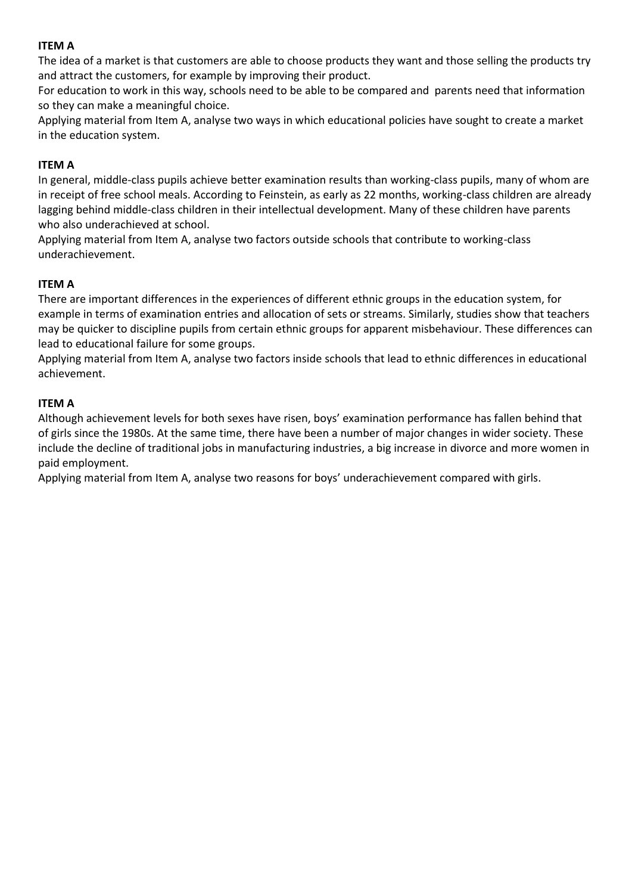**ITEM A**

The idea of a market is that customers are able to choose products they want and those selling the products try and attract the customers, for example by improving their product.

For education to work in this way, schools need to be able to be compared and parents need that information so they can make a meaningful choice.

Applying material from Item A, analyse two ways in which educational policies have sought to create a market in the education system.

**ITEM A**

In general, middle-class pupils achieve better examination results than working-class pupils, many of whom are in receipt of free school meals. According to Feinstein, as early as 22 months, working-class children are already lagging behind middle-class children in their intellectual development. Many of these children have parents who also underachieved at school.

Applying material from Item A, analyse two factors outside schools that contribute to working-class underachievement.

**ITEM A**

There are important differences in the experiences of different ethnic groups in the education system, for example in terms of examination entries and allocation of sets or streams. Similarly, studies show that teachers may be quicker to discipline pupils from certain ethnic groups for apparent misbehaviour. These differences can lead to educational failure for some groups.

Applying material from Item A, analyse two factors inside schools that lead to ethnic differences in educational achievement.

**ITEM A**

Although achievement levels for both sexes have risen, boys' examination performance has fallen behind that of girls since the 1980s. At the same time, there have been a number of major changes in wider society. These include the decline of traditional jobs in manufacturing industries, a big increase in divorce and more women in paid employment.

Applying material from Item A, analyse two reasons for boys' underachievement compared with girls.